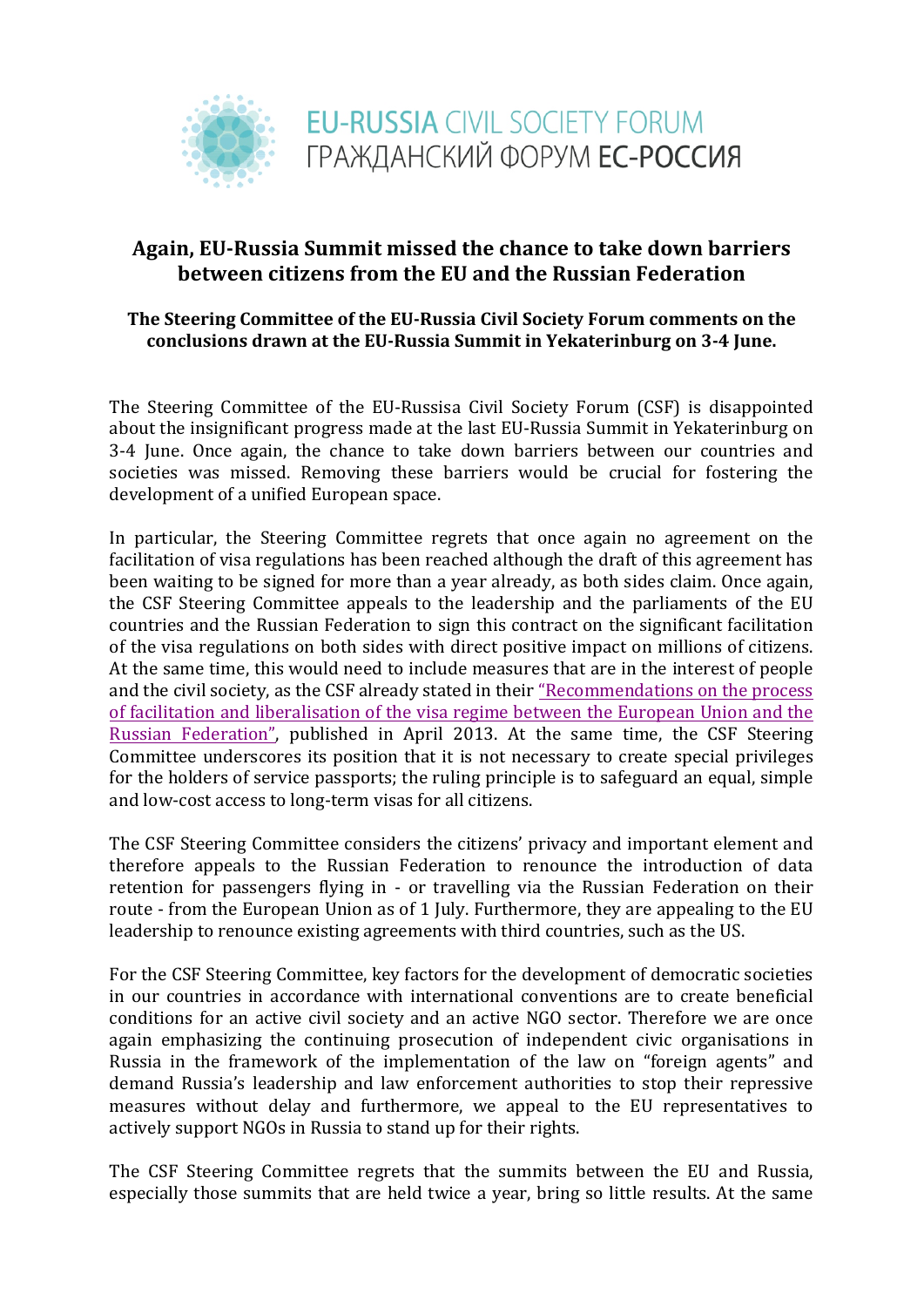EU-RUSSIA CIVIL SOCIETY FORUM
ГРАЖДАНСКИЙ ФОРУМ ЕС-РОССИЯ

# Again, EU-Russia Summit missed the chance to take down barriers between citizens from the EU and the Russian Federation

**The Steering Committee of the EU-Russia Civil Society Forum comments on the conclusions drawn at the EU-Russia Summit in Yekaterinburg on 3-4 June.**

The Steering Committee of the EU-Russisa Civil Society Forum (CSF) is disappointed about the insignificant progress made at the last EU-Russia Summit in Yekaterinburg on 3-4 June. Once again, the chance to take down barriers between our countries and societies was missed. Removing these barriers would be crucial for fostering the development of a unified European space.

In particular, the Steering Committee regrets that once again no agreement on the facilitation of visa regulations has been reached although the draft of this agreement has been waiting to be signed for more than a year already, as both sides claim. Once again, the CSF Steering Committee appeals to the leadership and the parliaments of the EU countries and the Russian Federation to sign this contract on the significant facilitation of the visa regulations on both sides with direct positive impact on millions of citizens. At the same time, this would need to include measures that are in the interest of people and the civil society, as the CSF already stated in their "Recommendations on the process of facilitation and liberalisation of the visa regime between the European Union and the Russian Federation", published in April 2013. At the same time, the CSF Steering Committee underscores its position that it is not necessary to create special privileges for the holders of service passports; the ruling principle is to safeguard an equal, simple and low-cost access to long-term visas for all citizens.

The CSF Steering Committee considers the citizens' privacy and important element and therefore appeals to the Russian Federation to renounce the introduction of data retention for passengers flying in - or travelling via the Russian Federation on their route - from the European Union as of 1 July. Furthermore, they are appealing to the EU leadership to renounce existing agreements with third countries, such as the US.

For the CSF Steering Committee, key factors for the development of democratic societies in our countries in accordance with international conventions are to create beneficial conditions for an active civil society and an active NGO sector. Therefore we are once again emphasizing the continuing prosecution of independent civic organisations in Russia in the framework of the implementation of the law on "foreign agents" and demand Russia's leadership and law enforcement authorities to stop their repressive measures without delay and furthermore, we appeal to the EU representatives to actively support NGOs in Russia to stand up for their rights.

The CSF Steering Committee regrets that the summits between the EU and Russia, especially those summits that are held twice a year, bring so little results. At the same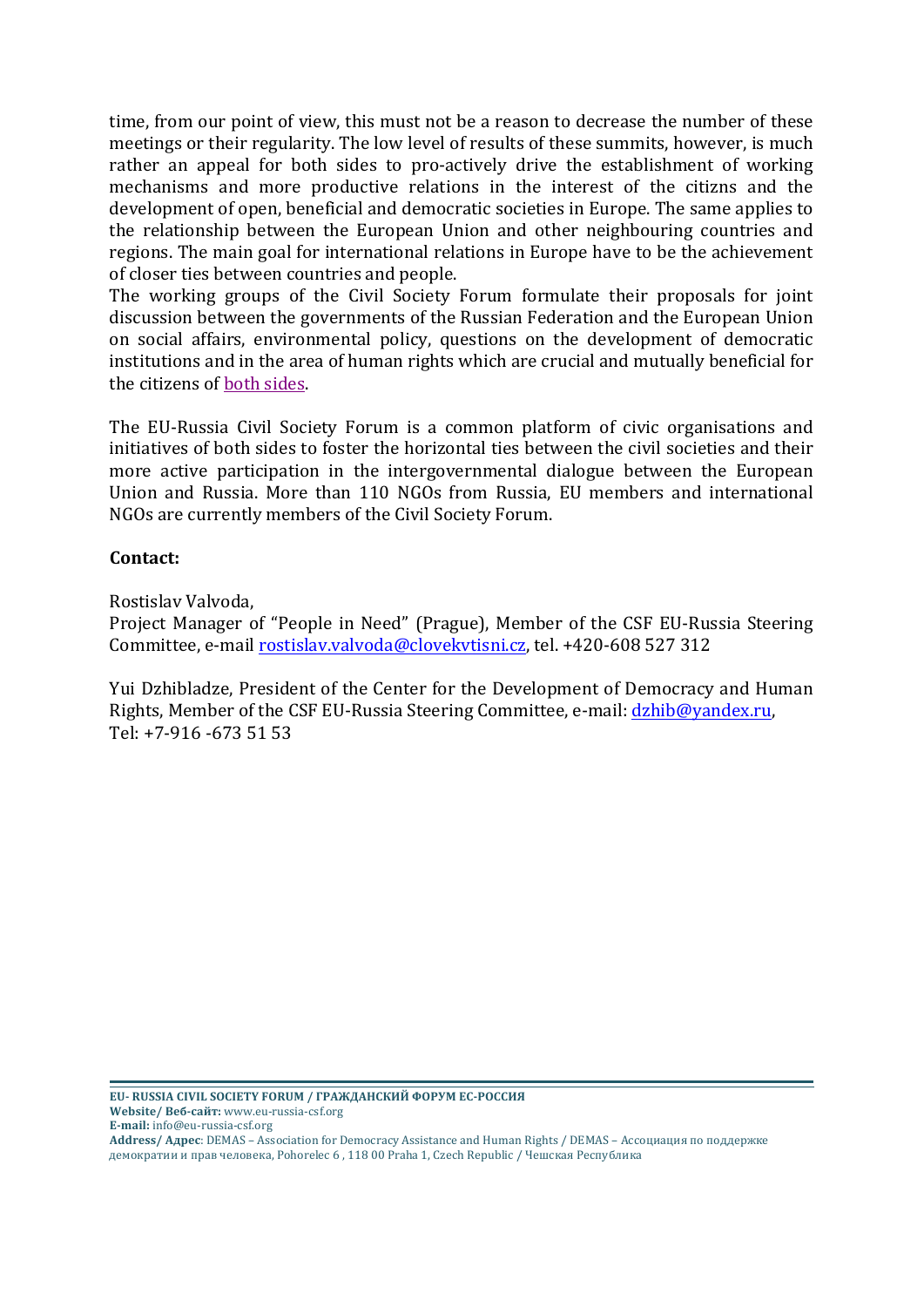time, from our point of view, this must not be a reason to decrease the number of these meetings or their regularity. The low level of results of these summits, however, is much rather an appeal for both sides to pro-actively drive the establishment of working mechanisms and more productive relations in the interest of the citizns and the development of open, beneficial and democratic societies in Europe. The same applies to the relationship between the European Union and other neighbouring countries and regions. The main goal for international relations in Europe have to be the achievement of closer ties between countries and people.
The working groups of the Civil Society Forum formulate their proposals for joint discussion between the governments of the Russian Federation and the European Union on social affairs, environmental policy, questions on the development of democratic institutions and in the area of human rights which are crucial and mutually beneficial for the citizens of both sides.

The EU-Russia Civil Society Forum is a common platform of civic organisations and initiatives of both sides to foster the horizontal ties between the civil societies and their more active participation in the intergovernmental dialogue between the European Union and Russia. More than 110 NGOs from Russia, EU members and international NGOs are currently members of the Civil Society Forum.

**Contact:**

Rostislav Valvoda,
Project Manager of "People in Need" (Prague), Member of the CSF EU-Russia Steering Committee, e-mail rostislav.valvoda@clovekvtisni.cz, tel. +420-608 527 312

Yui Dzhibladze, President of the Center for the Development of Democracy and Human Rights, Member of the CSF EU-Russia Steering Committee, e-mail: dzhib@yandex.ru, Tel: +7-916 -673 51 53